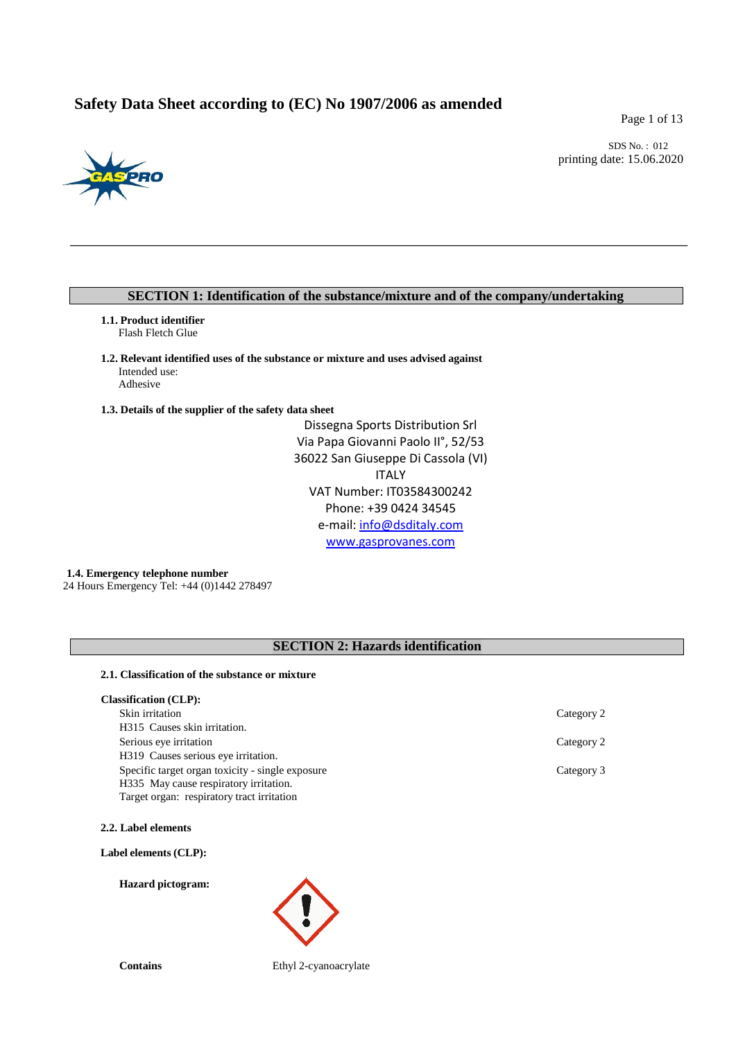# Safety Data Sheet according to (EC) No 1907/2006 as amended

SDS No. : 012
printing date: 15.06.2020

## SECTION 1: Identification of the substance/mixture and of the company/undertaking

**1.1. Product identifier**
Flash Fletch Glue

**1.2. Relevant identified uses of the substance or mixture and uses advised against**
Intended use:
Adhesive

**1.3. Details of the supplier of the safety data sheet**

Dissegna Sports Distribution Srl
Via Papa Giovanni Paolo II°, 52/53
36022 San Giuseppe Di Cassola (VI)
ITALY
VAT Number: IT03584300242
Phone: +39 0424 34545
e-mail: info@dsditaly.com
www.gasprovanes.com

**1.4. Emergency telephone number**
24 Hours Emergency Tel: +44 (0)1442 278497

## SECTION 2: Hazards identification

**2.1. Classification of the substance or mixture**

**Classification (CLP):**

| | |
|---|---|
| Skin irritation<br>H315 Causes skin irritation. | Category 2 |
| Serious eye irritation<br>H319 Causes serious eye irritation. | Category 2 |
| Specific target organ toxicity - single exposure<br>H335 May cause respiratory irritation.<br>Target organ: respiratory tract irritation | Category 3 |

**2.2. Label elements**

**Label elements (CLP):**

**Hazard pictogram:**

**Contains** Ethyl 2-cyanoacrylate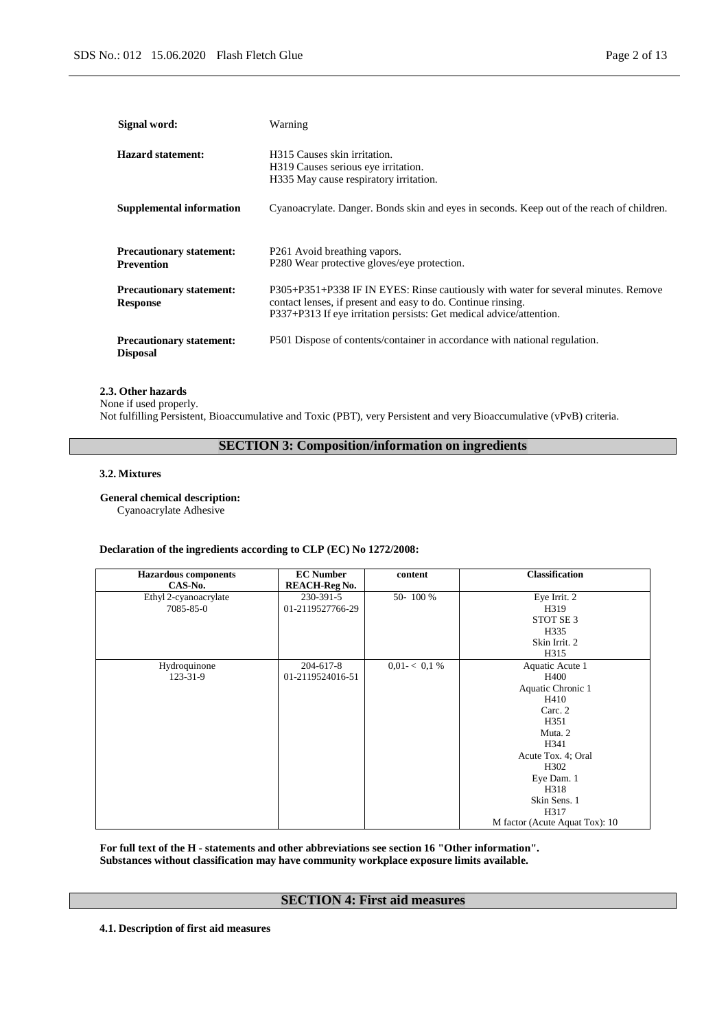| | |
|---|---|
| **Signal word:** | Warning |
| **Hazard statement:** | H315 Causes skin irritation.<br>H319 Causes serious eye irritation.<br>H335 May cause respiratory irritation. |
| **Supplemental information** | Cyanoacrylate. Danger. Bonds skin and eyes in seconds. Keep out of the reach of children. |
| **Precautionary statement: Prevention** | P261 Avoid breathing vapors.<br>P280 Wear protective gloves/eye protection. |
| **Precautionary statement: Response** | P305+P351+P338 IF IN EYES: Rinse cautiously with water for several minutes. Remove contact lenses, if present and easy to do. Continue rinsing.<br>P337+P313 If eye irritation persists: Get medical advice/attention. |
| **Precautionary statement: Disposal** | P501 Dispose of contents/container in accordance with national regulation. |

**2.3. Other hazards**

None if used properly.

Not fulfilling Persistent, Bioaccumulative and Toxic (PBT), very Persistent and very Bioaccumulative (vPvB) criteria.

## SECTION 3: Composition/information on ingredients

### 3.2. Mixtures

**General chemical description:**

Cyanoacrylate Adhesive

**Declaration of the ingredients according to CLP (EC) No 1272/2008:**

| Hazardous components<br>CAS-No. | EC Number<br>REACH-Reg No. | content | Classification |
|---|---|---|---|
| Ethyl 2-cyanoacrylate<br>7085-85-0 | 230-391-5<br>01-2119527766-29 | 50- 100 % | Eye Irrit. 2<br>H319<br>STOT SE 3<br>H335<br>Skin Irrit. 2<br>H315 |
| Hydroquinone<br>123-31-9 | 204-617-8<br>01-2119524016-51 | 0,01- < 0,1 % | Aquatic Acute 1<br>H400<br>Aquatic Chronic 1<br>H410<br>Carc. 2<br>H351<br>Muta. 2<br>H341<br>Acute Tox. 4; Oral<br>H302<br>Eye Dam. 1<br>H318<br>Skin Sens. 1<br>H317<br>M factor (Acute Aquat Tox): 10 |

**For full text of the H - statements and other abbreviations see section 16 "Other information".**
**Substances without classification may have community workplace exposure limits available.**

## SECTION 4: First aid measures

**4.1. Description of first aid measures**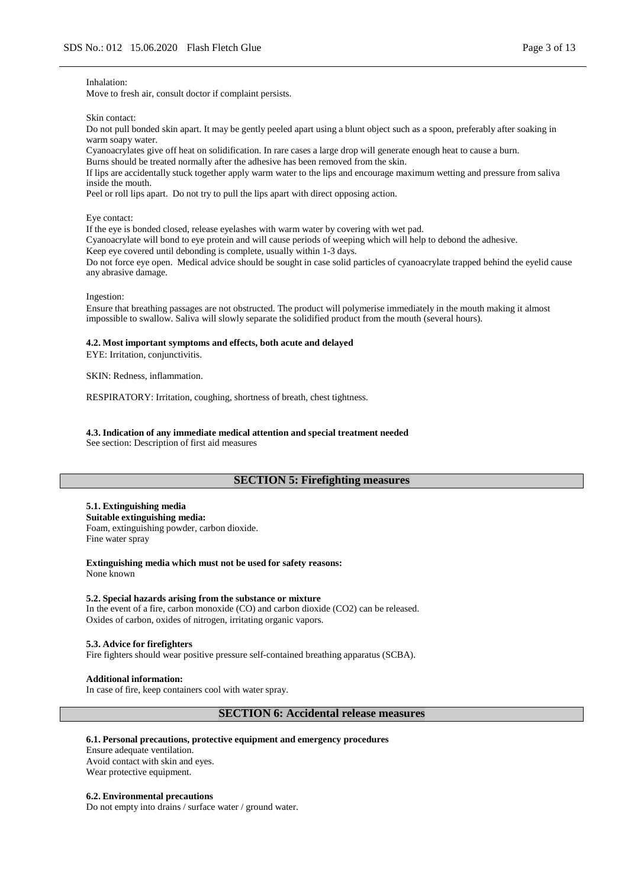Inhalation:
Move to fresh air, consult doctor if complaint persists.

Skin contact:
Do not pull bonded skin apart. It may be gently peeled apart using a blunt object such as a spoon, preferably after soaking in warm soapy water.
Cyanoacrylates give off heat on solidification. In rare cases a large drop will generate enough heat to cause a burn.
Burns should be treated normally after the adhesive has been removed from the skin.
If lips are accidentally stuck together apply warm water to the lips and encourage maximum wetting and pressure from saliva inside the mouth.
Peel or roll lips apart. Do not try to pull the lips apart with direct opposing action.

Eye contact:
If the eye is bonded closed, release eyelashes with warm water by covering with wet pad.
Cyanoacrylate will bond to eye protein and will cause periods of weeping which will help to debond the adhesive.
Keep eye covered until debonding is complete, usually within 1-3 days.
Do not force eye open. Medical advice should be sought in case solid particles of cyanoacrylate trapped behind the eyelid cause any abrasive damage.

Ingestion:
Ensure that breathing passages are not obstructed. The product will polymerise immediately in the mouth making it almost impossible to swallow. Saliva will slowly separate the solidified product from the mouth (several hours).

**4.2. Most important symptoms and effects, both acute and delayed**

EYE: Irritation, conjunctivitis.

SKIN: Redness, inflammation.

RESPIRATORY: Irritation, coughing, shortness of breath, chest tightness.

**4.3. Indication of any immediate medical attention and special treatment needed**

See section: Description of first aid measures

## SECTION 5: Firefighting measures

**5.1. Extinguishing media**

**Suitable extinguishing media:**
Foam, extinguishing powder, carbon dioxide.
Fine water spray

**Extinguishing media which must not be used for safety reasons:**
None known

**5.2. Special hazards arising from the substance or mixture**

In the event of a fire, carbon monoxide (CO) and carbon dioxide ($CO_2$) can be released.
Oxides of carbon, oxides of nitrogen, irritating organic vapors.

**5.3. Advice for firefighters**

Fire fighters should wear positive pressure self-contained breathing apparatus (SCBA).

**Additional information:**
In case of fire, keep containers cool with water spray.

## SECTION 6: Accidental release measures

**6.1. Personal precautions, protective equipment and emergency procedures**

Ensure adequate ventilation.
Avoid contact with skin and eyes.
Wear protective equipment.

**6.2. Environmental precautions**

Do not empty into drains / surface water / ground water.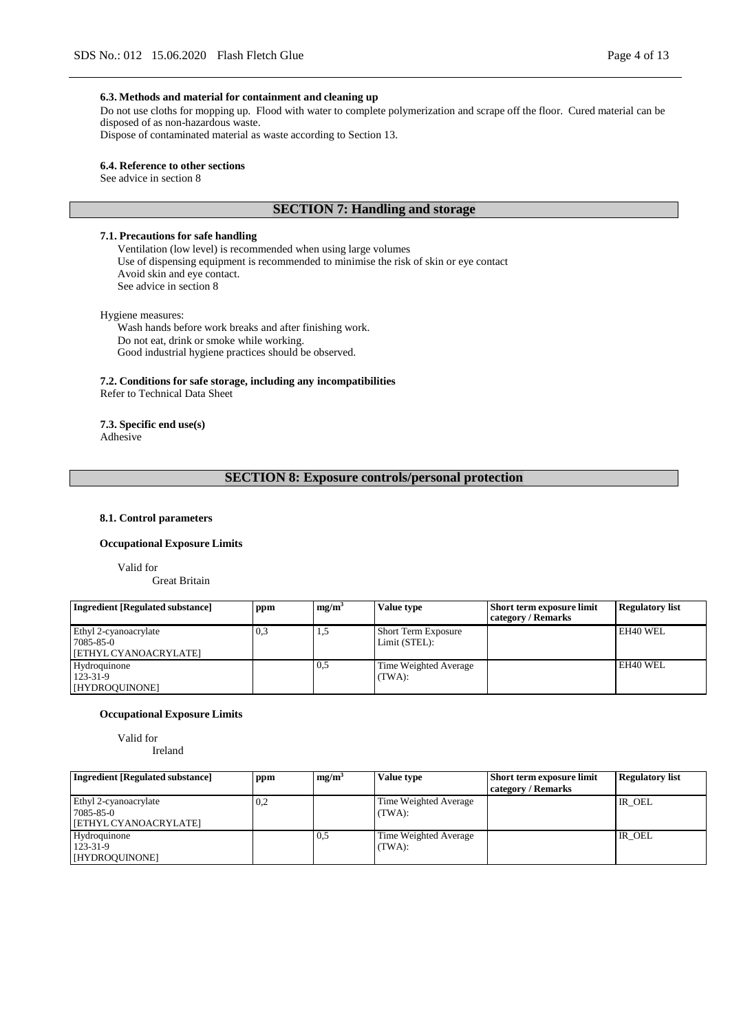#### 6.3. Methods and material for containment and cleaning up

Do not use cloths for mopping up. Flood with water to complete polymerization and scrape off the floor. Cured material can be disposed of as non-hazardous waste.
Dispose of contaminated material as waste according to Section 13.

#### 6.4. Reference to other sections

See advice in section 8

## SECTION 7: Handling and storage

#### 7.1. Precautions for safe handling

Ventilation (low level) is recommended when using large volumes
Use of dispensing equipment is recommended to minimise the risk of skin or eye contact
Avoid skin and eye contact.
See advice in section 8

Hygiene measures:

Wash hands before work breaks and after finishing work.
Do not eat, drink or smoke while working.
Good industrial hygiene practices should be observed.

#### 7.2. Conditions for safe storage, including any incompatibilities

Refer to Technical Data Sheet

#### 7.3. Specific end use(s)

Adhesive

## SECTION 8: Exposure controls/personal protection

#### 8.1. Control parameters

**Occupational Exposure Limits**

Valid for
Great Britain

| Ingredient [Regulated substance] | ppm | mg/m$^3$ | Value type | Short term exposure limit category / Remarks | Regulatory list |
|---|---|---|---|---|---|
| Ethyl 2-cyanoacrylate<br>7085-85-0<br>[ETHYL CYANOACRYLATE] | 0,3 | 1,5 | Short Term Exposure Limit (STEL): | | EH40 WEL |
| Hydroquinone<br>123-31-9<br>[HYDROQUINONE] | | 0,5 | Time Weighted Average (TWA): | | EH40 WEL |

**Occupational Exposure Limits**

Valid for
Ireland

| Ingredient [Regulated substance] | ppm | mg/m$^3$ | Value type | Short term exposure limit category / Remarks | Regulatory list |
|---|---|---|---|---|---|
| Ethyl 2-cyanoacrylate<br>7085-85-0<br>[ETHYL CYANOACRYLATE] | 0,2 | | Time Weighted Average (TWA): | | IR_OEL |
| Hydroquinone<br>123-31-9<br>[HYDROQUINONE] | | 0,5 | Time Weighted Average (TWA): | | IR_OEL |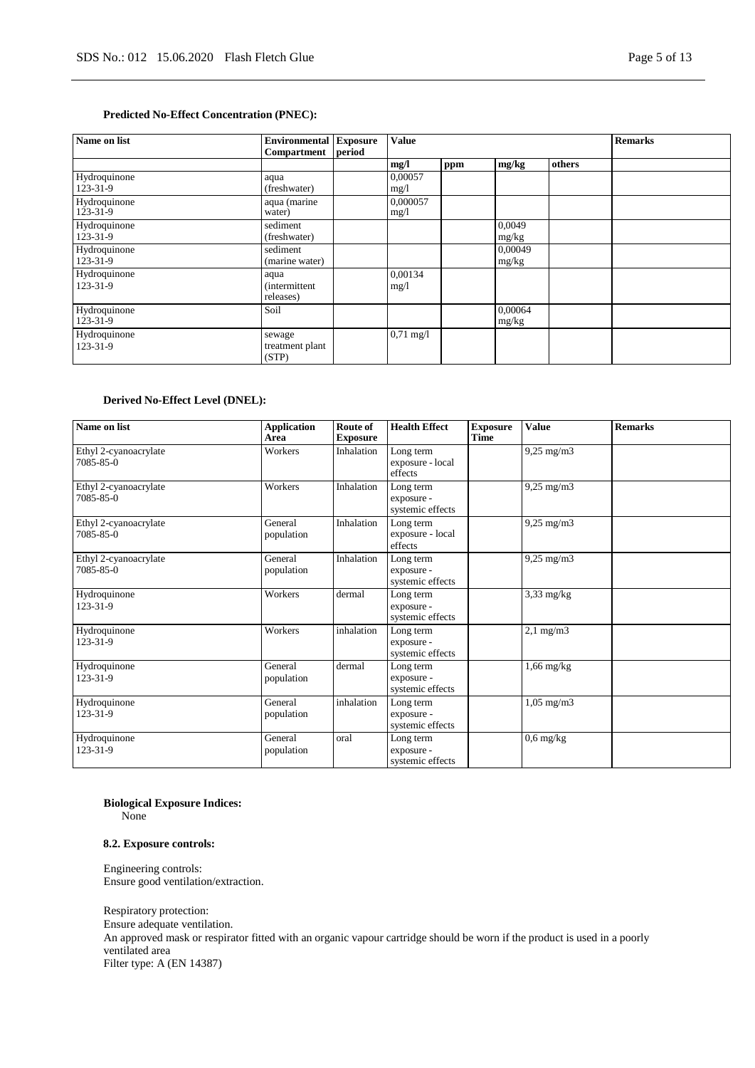**Predicted No-Effect Concentration (PNEC):**

| Name on list | Environmental Compartment | Exposure period | Value | | | | Remarks |
|---|---|---|---|---|---|---|---|
| | | | mg/l | ppm | mg/kg | others | |
| Hydroquinone 123-31-9 | aqua (freshwater) | | 0,00057 mg/l | | | | |
| Hydroquinone 123-31-9 | aqua (marine water) | | 0,000057 mg/l | | | | |
| Hydroquinone 123-31-9 | sediment (freshwater) | | | | 0,0049 mg/kg | | |
| Hydroquinone 123-31-9 | sediment (marine water) | | | | 0,00049 mg/kg | | |
| Hydroquinone 123-31-9 | aqua (intermittent releases) | | 0,00134 mg/l | | | | |
| Hydroquinone 123-31-9 | Soil | | | | 0,00064 mg/kg | | |
| Hydroquinone 123-31-9 | sewage treatment plant (STP) | | 0,71 mg/l | | | | |

**Derived No-Effect Level (DNEL):**

| Name on list | Application Area | Route of Exposure | Health Effect | Exposure Time | Value | Remarks |
|---|---|---|---|---|---|---|
| Ethyl 2-cyanoacrylate 7085-85-0 | Workers | Inhalation | Long term exposure - local effects | | 9,25 mg/m3 | |
| Ethyl 2-cyanoacrylate 7085-85-0 | Workers | Inhalation | Long term exposure - systemic effects | | 9,25 mg/m3 | |
| Ethyl 2-cyanoacrylate 7085-85-0 | General population | Inhalation | Long term exposure - local effects | | 9,25 mg/m3 | |
| Ethyl 2-cyanoacrylate 7085-85-0 | General population | Inhalation | Long term exposure - systemic effects | | 9,25 mg/m3 | |
| Hydroquinone 123-31-9 | Workers | dermal | Long term exposure - systemic effects | | 3,33 mg/kg | |
| Hydroquinone 123-31-9 | Workers | inhalation | Long term exposure - systemic effects | | 2,1 mg/m3 | |
| Hydroquinone 123-31-9 | General population | dermal | Long term exposure - systemic effects | | 1,66 mg/kg | |
| Hydroquinone 123-31-9 | General population | inhalation | Long term exposure - systemic effects | | 1,05 mg/m3 | |
| Hydroquinone 123-31-9 | General population | oral | Long term exposure - systemic effects | | 0,6 mg/kg | |

**Biological Exposure Indices:**
None

**8.2. Exposure controls:**

Engineering controls:
Ensure good ventilation/extraction.

Respiratory protection:
Ensure adequate ventilation.
An approved mask or respirator fitted with an organic vapour cartridge should be worn if the product is used in a poorly ventilated area
Filter type: A (EN 14387)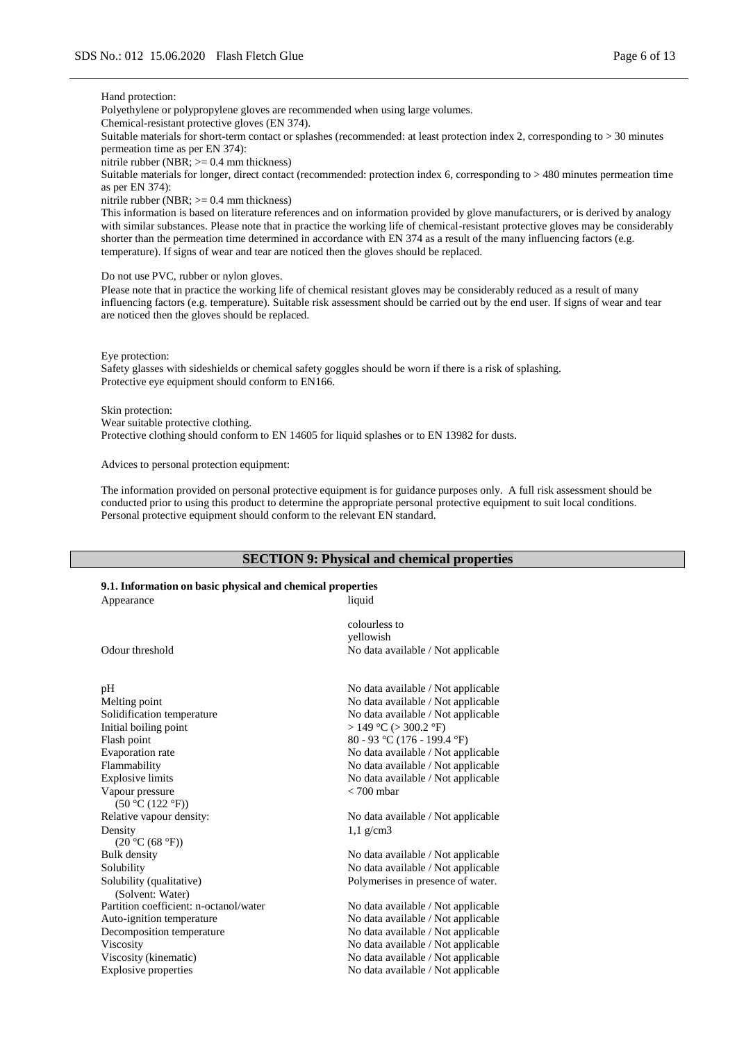Hand protection:

Polyethylene or polypropylene gloves are recommended when using large volumes.

Chemical-resistant protective gloves (EN 374).

Suitable materials for short-term contact or splashes (recommended: at least protection index 2, corresponding to > 30 minutes permeation time as per EN 374):

nitrile rubber (NBR; >= 0.4 mm thickness)

Suitable materials for longer, direct contact (recommended: protection index 6, corresponding to > 480 minutes permeation time as per EN 374):

nitrile rubber (NBR; >= 0.4 mm thickness)

This information is based on literature references and on information provided by glove manufacturers, or is derived by analogy with similar substances. Please note that in practice the working life of chemical-resistant protective gloves may be considerably shorter than the permeation time determined in accordance with EN 374 as a result of the many influencing factors (e.g. temperature). If signs of wear and tear are noticed then the gloves should be replaced.

Do not use PVC, rubber or nylon gloves.

Please note that in practice the working life of chemical resistant gloves may be considerably reduced as a result of many influencing factors (e.g. temperature). Suitable risk assessment should be carried out by the end user. If signs of wear and tear are noticed then the gloves should be replaced.

Eye protection:

Safety glasses with sideshields or chemical safety goggles should be worn if there is a risk of splashing.

Protective eye equipment should conform to EN166.

Skin protection:

Wear suitable protective clothing.

Protective clothing should conform to EN 14605 for liquid splashes or to EN 13982 for dusts.

Advices to personal protection equipment:

The information provided on personal protective equipment is for guidance purposes only. A full risk assessment should be conducted prior to using this product to determine the appropriate personal protective equipment to suit local conditions. Personal protective equipment should conform to the relevant EN standard.

## SECTION 9: Physical and chemical properties

### 9.1. Information on basic physical and chemical properties

| | |
|---|---|
| Appearance | liquid |
| | colourless to yellowish |
| Odour threshold | No data available / Not applicable |
| pH | No data available / Not applicable |
| Melting point | No data available / Not applicable |
| Solidification temperature | No data available / Not applicable |
| Initial boiling point | > 149 °C (> 300.2 °F) |
| Flash point | 80 - 93 °C (176 - 199.4 °F) |
| Evaporation rate | No data available / Not applicable |
| Flammability | No data available / Not applicable |
| Explosive limits | No data available / Not applicable |
| Vapour pressure (50 °C (122 °F)) | < 700 mbar |
| Relative vapour density: | No data available / Not applicable |
| Density (20 °C (68 °F)) | 1,1 g/cm3 |
| Bulk density | No data available / Not applicable |
| Solubility | No data available / Not applicable |
| Solubility (qualitative) (Solvent: Water) | Polymerises in presence of water. |
| Partition coefficient: n-octanol/water | No data available / Not applicable |
| Auto-ignition temperature | No data available / Not applicable |
| Decomposition temperature | No data available / Not applicable |
| Viscosity | No data available / Not applicable |
| Viscosity (kinematic) | No data available / Not applicable |
| Explosive properties | No data available / Not applicable |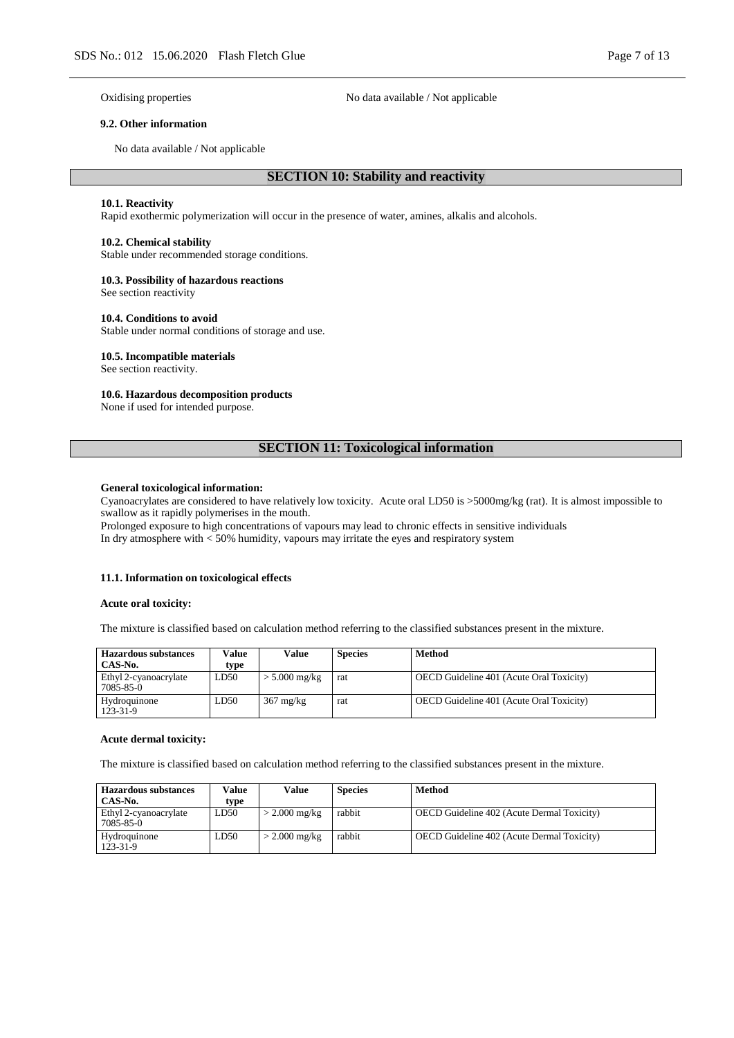Oxidising properties: No data available / Not applicable

### 9.2. Other information

No data available / Not applicable

## SECTION 10: Stability and reactivity

### 10.1. Reactivity

Rapid exothermic polymerization will occur in the presence of water, amines, alkalis and alcohols.

### 10.2. Chemical stability

Stable under recommended storage conditions.

### 10.3. Possibility of hazardous reactions

See section reactivity

### 10.4. Conditions to avoid

Stable under normal conditions of storage and use.

### 10.5. Incompatible materials

See section reactivity.

### 10.6. Hazardous decomposition products

None if used for intended purpose.

## SECTION 11: Toxicological information

**General toxicological information:**

Cyanoacrylates are considered to have relatively low toxicity. Acute oral LD50 is >5000mg/kg (rat). It is almost impossible to swallow as it rapidly polymerises in the mouth.
Prolonged exposure to high concentrations of vapours may lead to chronic effects in sensitive individuals
In dry atmosphere with < 50% humidity, vapours may irritate the eyes and respiratory system

### 11.1. Information on toxicological effects

**Acute oral toxicity:**

The mixture is classified based on calculation method referring to the classified substances present in the mixture.

| Hazardous substances CAS-No. | Value type | Value | Species | Method |
|---|---|---|---|---|
| Ethyl 2-cyanoacrylate 7085-85-0 | LD50 | > 5.000 mg/kg | rat | OECD Guideline 401 (Acute Oral Toxicity) |
| Hydroquinone 123-31-9 | LD50 | 367 mg/kg | rat | OECD Guideline 401 (Acute Oral Toxicity) |

**Acute dermal toxicity:**

The mixture is classified based on calculation method referring to the classified substances present in the mixture.

| Hazardous substances CAS-No. | Value type | Value | Species | Method |
|---|---|---|---|---|
| Ethyl 2-cyanoacrylate 7085-85-0 | LD50 | > 2.000 mg/kg | rabbit | OECD Guideline 402 (Acute Dermal Toxicity) |
| Hydroquinone 123-31-9 | LD50 | > 2.000 mg/kg | rabbit | OECD Guideline 402 (Acute Dermal Toxicity) |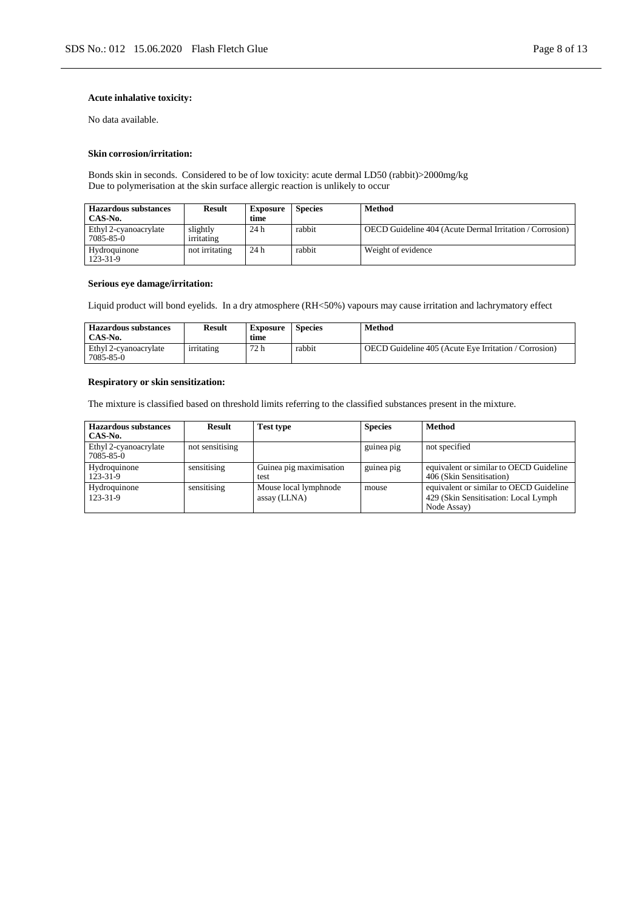**Acute inhalative toxicity:**

No data available.

**Skin corrosion/irritation:**

Bonds skin in seconds. Considered to be of low toxicity: acute dermal LD50 (rabbit)>2000mg/kg
Due to polymerisation at the skin surface allergic reaction is unlikely to occur

| Hazardous substances CAS-No. | Result | Exposure time | Species | Method |
|---|---|---|---|---|
| Ethyl 2-cyanoacrylate 7085-85-0 | slightly irritating | 24 h | rabbit | OECD Guideline 404 (Acute Dermal Irritation / Corrosion) |
| Hydroquinone 123-31-9 | not irritating | 24 h | rabbit | Weight of evidence |

**Serious eye damage/irritation:**

Liquid product will bond eyelids. In a dry atmosphere (RH<50%) vapours may cause irritation and lachrymatory effect

| Hazardous substances CAS-No. | Result | Exposure time | Species | Method |
|---|---|---|---|---|
| Ethyl 2-cyanoacrylate 7085-85-0 | irritating | 72 h | rabbit | OECD Guideline 405 (Acute Eye Irritation / Corrosion) |

**Respiratory or skin sensitization:**

The mixture is classified based on threshold limits referring to the classified substances present in the mixture.

| Hazardous substances CAS-No. | Result | Test type | Species | Method |
|---|---|---|---|---|
| Ethyl 2-cyanoacrylate 7085-85-0 | not sensitising | | guinea pig | not specified |
| Hydroquinone 123-31-9 | sensitising | Guinea pig maximisation test | guinea pig | equivalent or similar to OECD Guideline 406 (Skin Sensitisation) |
| Hydroquinone 123-31-9 | sensitising | Mouse local lymphnode assay (LLNA) | mouse | equivalent or similar to OECD Guideline 429 (Skin Sensitisation: Local Lymph Node Assay) |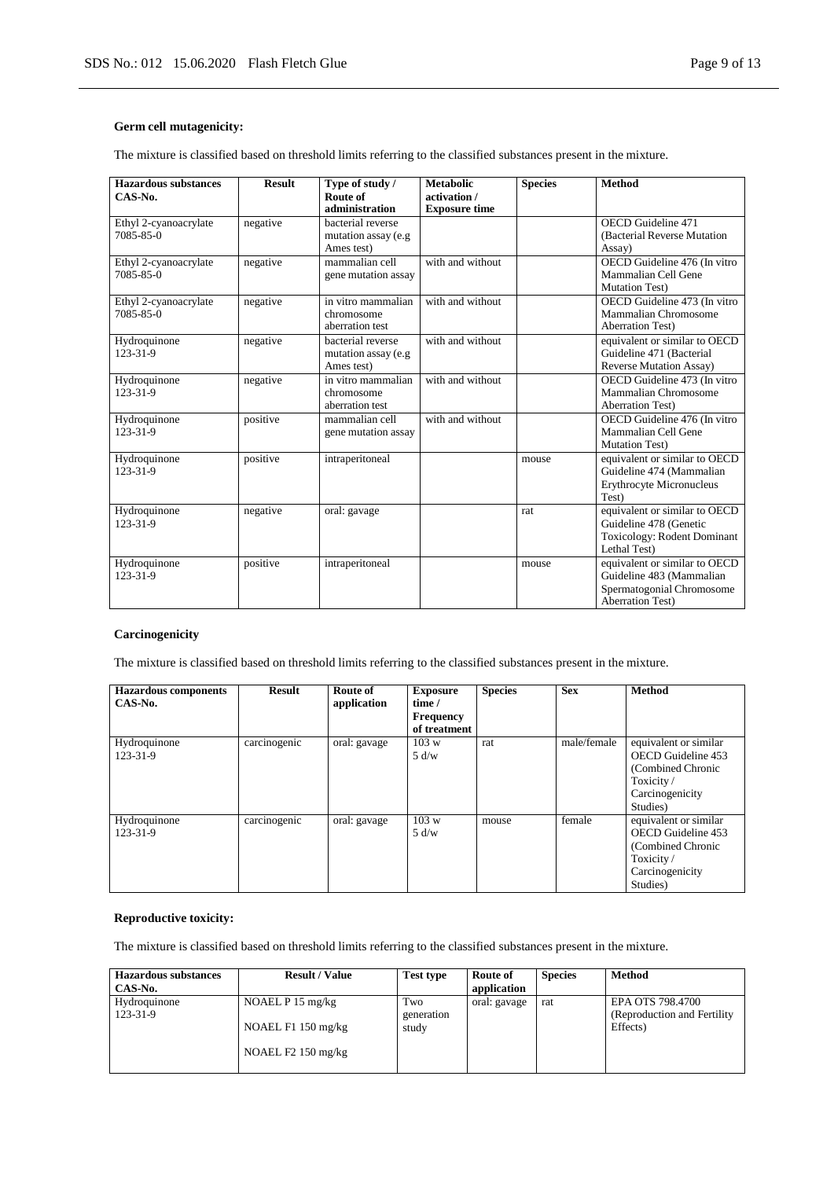**Germ cell mutagenicity:**

The mixture is classified based on threshold limits referring to the classified substances present in the mixture.

| Hazardous substances CAS-No. | Result | Type of study / Route of administration | Metabolic activation / Exposure time | Species | Method |
|---|---|---|---|---|---|
| Ethyl 2-cyanoacrylate 7085-85-0 | negative | bacterial reverse mutation assay (e.g Ames test) | | | OECD Guideline 471 (Bacterial Reverse Mutation Assay) |
| Ethyl 2-cyanoacrylate 7085-85-0 | negative | mammalian cell gene mutation assay | with and without | | OECD Guideline 476 (In vitro Mammalian Cell Gene Mutation Test) |
| Ethyl 2-cyanoacrylate 7085-85-0 | negative | in vitro mammalian chromosome aberration test | with and without | | OECD Guideline 473 (In vitro Mammalian Chromosome Aberration Test) |
| Hydroquinone 123-31-9 | negative | bacterial reverse mutation assay (e.g Ames test) | with and without | | equivalent or similar to OECD Guideline 471 (Bacterial Reverse Mutation Assay) |
| Hydroquinone 123-31-9 | negative | in vitro mammalian chromosome aberration test | with and without | | OECD Guideline 473 (In vitro Mammalian Chromosome Aberration Test) |
| Hydroquinone 123-31-9 | positive | mammalian cell gene mutation assay | with and without | | OECD Guideline 476 (In vitro Mammalian Cell Gene Mutation Test) |
| Hydroquinone 123-31-9 | positive | intraperitoneal | | mouse | equivalent or similar to OECD Guideline 474 (Mammalian Erythrocyte Micronucleus Test) |
| Hydroquinone 123-31-9 | negative | oral: gavage | | rat | equivalent or similar to OECD Guideline 478 (Genetic Toxicology: Rodent Dominant Lethal Test) |
| Hydroquinone 123-31-9 | positive | intraperitoneal | | mouse | equivalent or similar to OECD Guideline 483 (Mammalian Spermatogonial Chromosome Aberration Test) |

**Carcinogenicity**

The mixture is classified based on threshold limits referring to the classified substances present in the mixture.

| Hazardous components CAS-No. | Result | Route of application | Exposure time / Frequency of treatment | Species | Sex | Method |
|---|---|---|---|---|---|---|
| Hydroquinone 123-31-9 | carcinogenic | oral: gavage | 103 w 5 d/w | rat | male/female | equivalent or similar OECD Guideline 453 (Combined Chronic Toxicity / Carcinogenicity Studies) |
| Hydroquinone 123-31-9 | carcinogenic | oral: gavage | 103 w 5 d/w | mouse | female | equivalent or similar OECD Guideline 453 (Combined Chronic Toxicity / Carcinogenicity Studies) |

**Reproductive toxicity:**

The mixture is classified based on threshold limits referring to the classified substances present in the mixture.

| Hazardous substances CAS-No. | Result / Value | Test type | Route of application | Species | Method |
|---|---|---|---|---|---|
| Hydroquinone 123-31-9 | NOAEL P 15 mg/kg<br>NOAEL F1 150 mg/kg<br>NOAEL F2 150 mg/kg | Two generation study | oral: gavage | rat | EPA OTS 798.4700 (Reproduction and Fertility Effects) |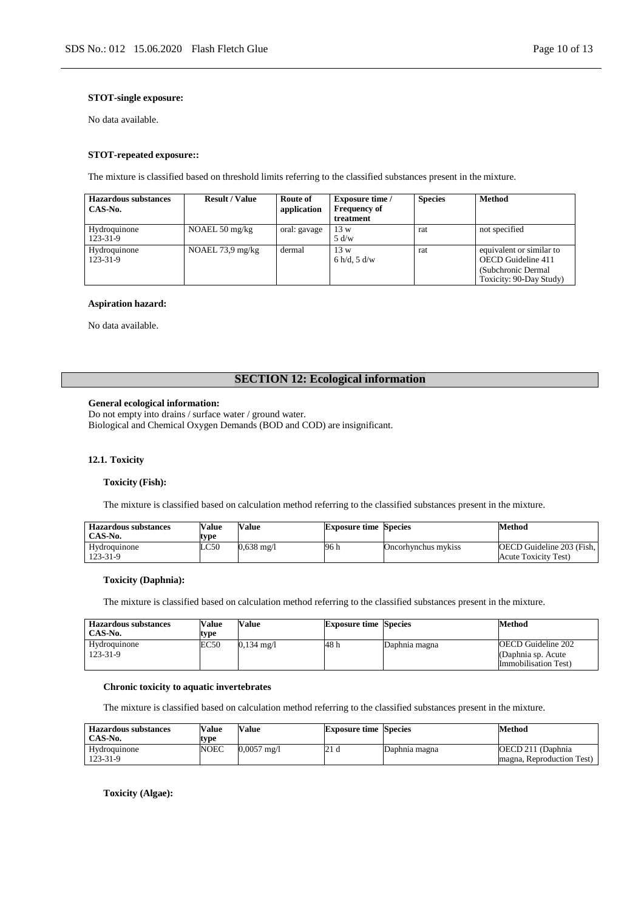**STOT-single exposure:**

No data available.

**STOT-repeated exposure::**

The mixture is classified based on threshold limits referring to the classified substances present in the mixture.

| Hazardous substances CAS-No. | Result / Value | Route of application | Exposure time / Frequency of treatment | Species | Method |
|---|---|---|---|---|---|
| Hydroquinone 123-31-9 | NOAEL 50 mg/kg | oral: gavage | 13 w 5 d/w | rat | not specified |
| Hydroquinone 123-31-9 | NOAEL 73,9 mg/kg | dermal | 13 w 6 h/d, 5 d/w | rat | equivalent or similar to OECD Guideline 411 (Subchronic Dermal Toxicity: 90-Day Study) |

**Aspiration hazard:**

No data available.

## SECTION 12: Ecological information

**General ecological information:**
Do not empty into drains / surface water / ground water.
Biological and Chemical Oxygen Demands (BOD and COD) are insignificant.

### 12.1. Toxicity

**Toxicity (Fish):**

The mixture is classified based on calculation method referring to the classified substances present in the mixture.

| Hazardous substances CAS-No. | Value type | Value | Exposure time | Species | Method |
|---|---|---|---|---|---|
| Hydroquinone 123-31-9 | LC50 | 0,638 mg/l | 96 h | Oncorhynchus mykiss | OECD Guideline 203 (Fish, Acute Toxicity Test) |

**Toxicity (Daphnia):**

The mixture is classified based on calculation method referring to the classified substances present in the mixture.

| Hazardous substances CAS-No. | Value type | Value | Exposure time | Species | Method |
|---|---|---|---|---|---|
| Hydroquinone 123-31-9 | EC50 | 0,134 mg/l | 48 h | Daphnia magna | OECD Guideline 202 (Daphnia sp. Acute Immobilisation Test) |

**Chronic toxicity to aquatic invertebrates**

The mixture is classified based on calculation method referring to the classified substances present in the mixture.

| Hazardous substances CAS-No. | Value type | Value | Exposure time | Species | Method |
|---|---|---|---|---|---|
| Hydroquinone 123-31-9 | NOEC | 0,0057 mg/l | 21 d | Daphnia magna | OECD 211 (Daphnia magna, Reproduction Test) |

**Toxicity (Algae):**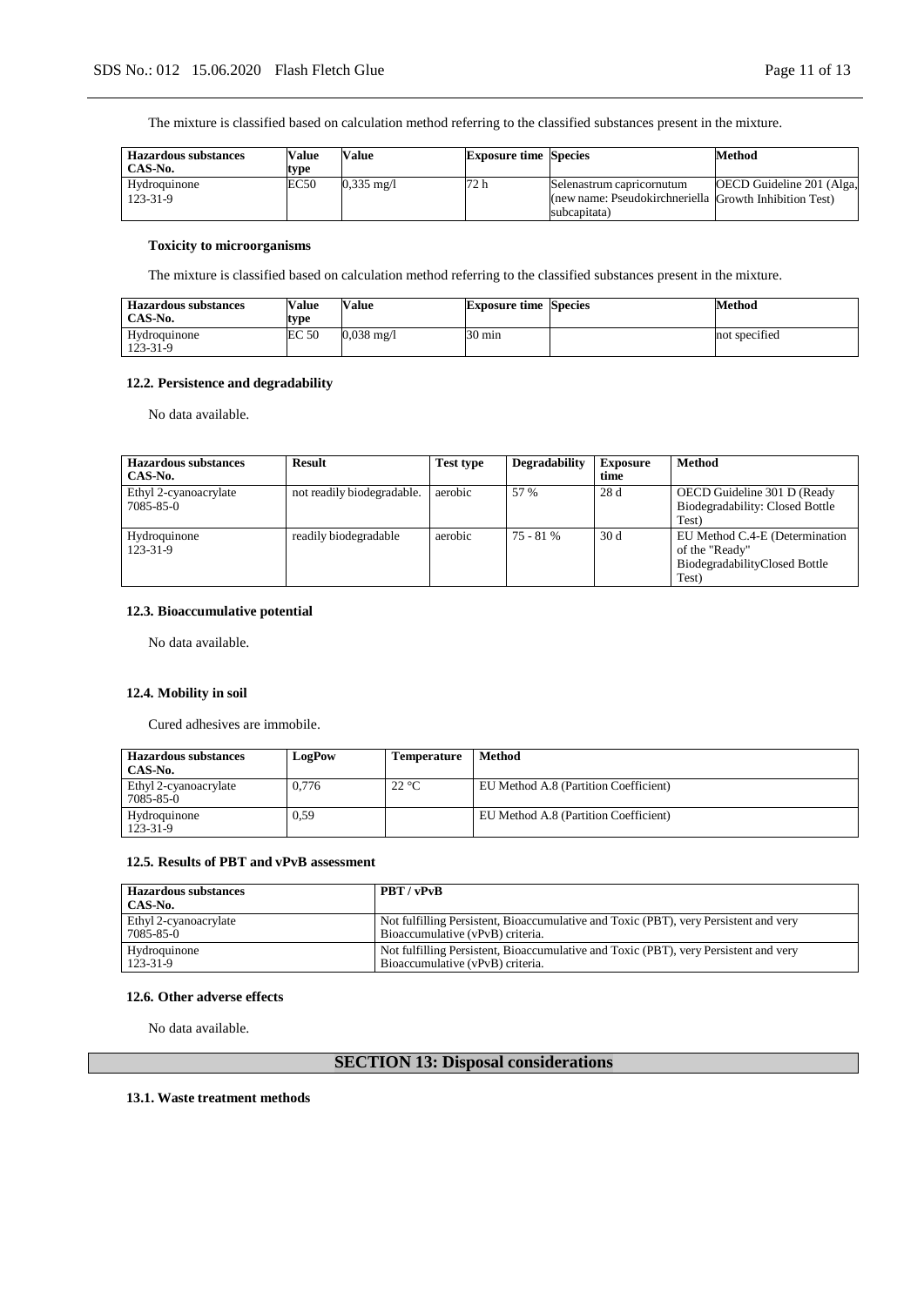The mixture is classified based on calculation method referring to the classified substances present in the mixture.

| Hazardous substances CAS-No. | Value type | Value | Exposure time | Species | Method |
|---|---|---|---|---|---|
| Hydroquinone 123-31-9 | EC50 | 0,335 mg/l | 72 h | Selenastrum capricornutum (new name: Pseudokirchneriella subcapitata) | OECD Guideline 201 (Alga, Growth Inhibition Test) |

#### Toxicity to microorganisms

The mixture is classified based on calculation method referring to the classified substances present in the mixture.

| Hazardous substances CAS-No. | Value type | Value | Exposure time | Species | Method |
|---|---|---|---|---|---|
| Hydroquinone 123-31-9 | EC 50 | 0,038 mg/l | 30 min | | not specified |

### 12.2. Persistence and degradability

No data available.

| Hazardous substances CAS-No. | Result | Test type | Degradability | Exposure time | Method |
|---|---|---|---|---|---|
| Ethyl 2-cyanoacrylate 7085-85-0 | not readily biodegradable. | aerobic | 57 % | 28 d | OECD Guideline 301 D (Ready Biodegradability: Closed Bottle Test) |
| Hydroquinone 123-31-9 | readily biodegradable | aerobic | 75 - 81 % | 30 d | EU Method C.4-E (Determination of the "Ready" BiodegradabilityClosed Bottle Test) |

### 12.3. Bioaccumulative potential

No data available.

### 12.4. Mobility in soil

Cured adhesives are immobile.

| Hazardous substances CAS-No. | LogPow | Temperature | Method |
|---|---|---|---|
| Ethyl 2-cyanoacrylate 7085-85-0 | 0,776 | 22 °C | EU Method A.8 (Partition Coefficient) |
| Hydroquinone 123-31-9 | 0,59 | | EU Method A.8 (Partition Coefficient) |

### 12.5. Results of PBT and vPvB assessment

| Hazardous substances CAS-No. | PBT / vPvB |
|---|---|
| Ethyl 2-cyanoacrylate 7085-85-0 | Not fulfilling Persistent, Bioaccumulative and Toxic (PBT), very Persistent and very Bioaccumulative (vPvB) criteria. |
| Hydroquinone 123-31-9 | Not fulfilling Persistent, Bioaccumulative and Toxic (PBT), very Persistent and very Bioaccumulative (vPvB) criteria. |

### 12.6. Other adverse effects

No data available.

## SECTION 13: Disposal considerations

### 13.1. Waste treatment methods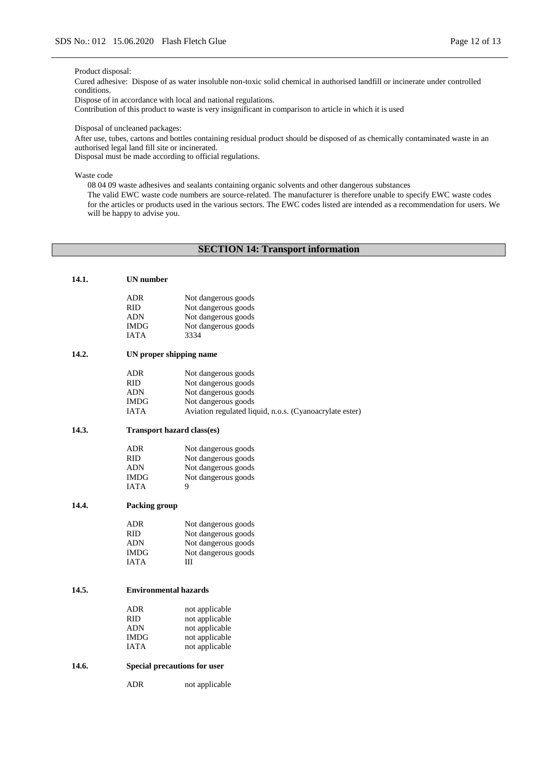Product disposal:

Cured adhesive: Dispose of as water insoluble non-toxic solid chemical in authorised landfill or incinerate under controlled conditions.
Dispose of in accordance with local and national regulations.
Contribution of this product to waste is very insignificant in comparison to article in which it is used

Disposal of uncleaned packages:

After use, tubes, cartons and bottles containing residual product should be disposed of as chemically contaminated waste in an authorised legal land fill site or incinerated.
Disposal must be made according to official regulations.

Waste code

08 04 09 waste adhesives and sealants containing organic solvents and other dangerous substances
The valid EWC waste code numbers are source-related. The manufacturer is therefore unable to specify EWC waste codes for the articles or products used in the various sectors. The EWC codes listed are intended as a recommendation for users. We will be happy to advise you.

## SECTION 14: Transport information

### 14.1. UN number

| | |
|---|---|
| ADR | Not dangerous goods |
| RID | Not dangerous goods |
| ADN | Not dangerous goods |
| IMDG | Not dangerous goods |
| IATA | 3334 |

### 14.2. UN proper shipping name

| | |
|---|---|
| ADR | Not dangerous goods |
| RID | Not dangerous goods |
| ADN | Not dangerous goods |
| IMDG | Not dangerous goods |
| IATA | Aviation regulated liquid, n.o.s. (Cyanoacrylate ester) |

### 14.3. Transport hazard class(es)

| | |
|---|---|
| ADR | Not dangerous goods |
| RID | Not dangerous goods |
| ADN | Not dangerous goods |
| IMDG | Not dangerous goods |
| IATA | 9 |

### 14.4. Packing group

| | |
|---|---|
| ADR | Not dangerous goods |
| RID | Not dangerous goods |
| ADN | Not dangerous goods |
| IMDG | Not dangerous goods |
| IATA | III |

### 14.5. Environmental hazards

| | |
|---|---|
| ADR | not applicable |
| RID | not applicable |
| ADN | not applicable |
| IMDG | not applicable |
| IATA | not applicable |

### 14.6. Special precautions for user

| | |
|---|---|
| ADR | not applicable |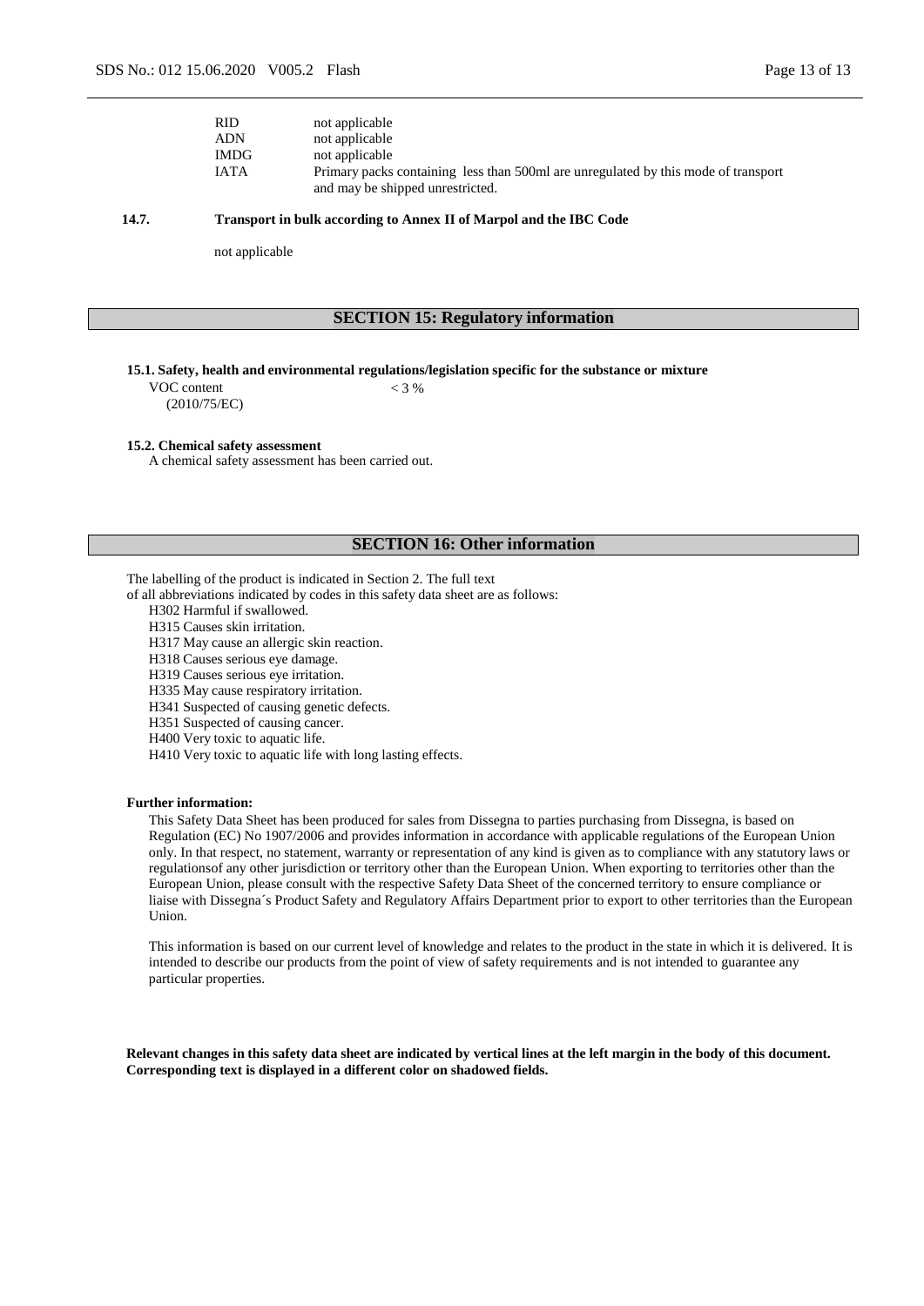| | |
|---|---|
| RID | not applicable |
| ADN | not applicable |
| IMDG | not applicable |
| IATA | Primary packs containing less than 500ml are unregulated by this mode of transport and may be shipped unrestricted. |

**14.7. Transport in bulk according to Annex II of Marpol and the IBC Code**

not applicable

## SECTION 15: Regulatory information

**15.1. Safety, health and environmental regulations/legislation specific for the substance or mixture**

| | |
|---|---|
| VOC content (2010/75/EC) | < 3 % |

**15.2. Chemical safety assessment**

A chemical safety assessment has been carried out.

## SECTION 16: Other information

The labelling of the product is indicated in Section 2. The full text of all abbreviations indicated by codes in this safety data sheet are as follows:

H302 Harmful if swallowed.
H315 Causes skin irritation.
H317 May cause an allergic skin reaction.
H318 Causes serious eye damage.
H319 Causes serious eye irritation.
H335 May cause respiratory irritation.
H341 Suspected of causing genetic defects.
H351 Suspected of causing cancer.
H400 Very toxic to aquatic life.
H410 Very toxic to aquatic life with long lasting effects.

**Further information:**

This Safety Data Sheet has been produced for sales from Dissegna to parties purchasing from Dissegna, is based on Regulation (EC) No 1907/2006 and provides information in accordance with applicable regulations of the European Union only. In that respect, no statement, warranty or representation of any kind is given as to compliance with any statutory laws or regulationsof any other jurisdiction or territory other than the European Union. When exporting to territories other than the European Union, please consult with the respective Safety Data Sheet of the concerned territory to ensure compliance or liaise with Dissegna´s Product Safety and Regulatory Affairs Department prior to export to other territories than the European Union.

This information is based on our current level of knowledge and relates to the product in the state in which it is delivered. It is intended to describe our products from the point of view of safety requirements and is not intended to guarantee any particular properties.

**Relevant changes in this safety data sheet are indicated by vertical lines at the left margin in the body of this document. Corresponding text is displayed in a different color on shadowed fields.**